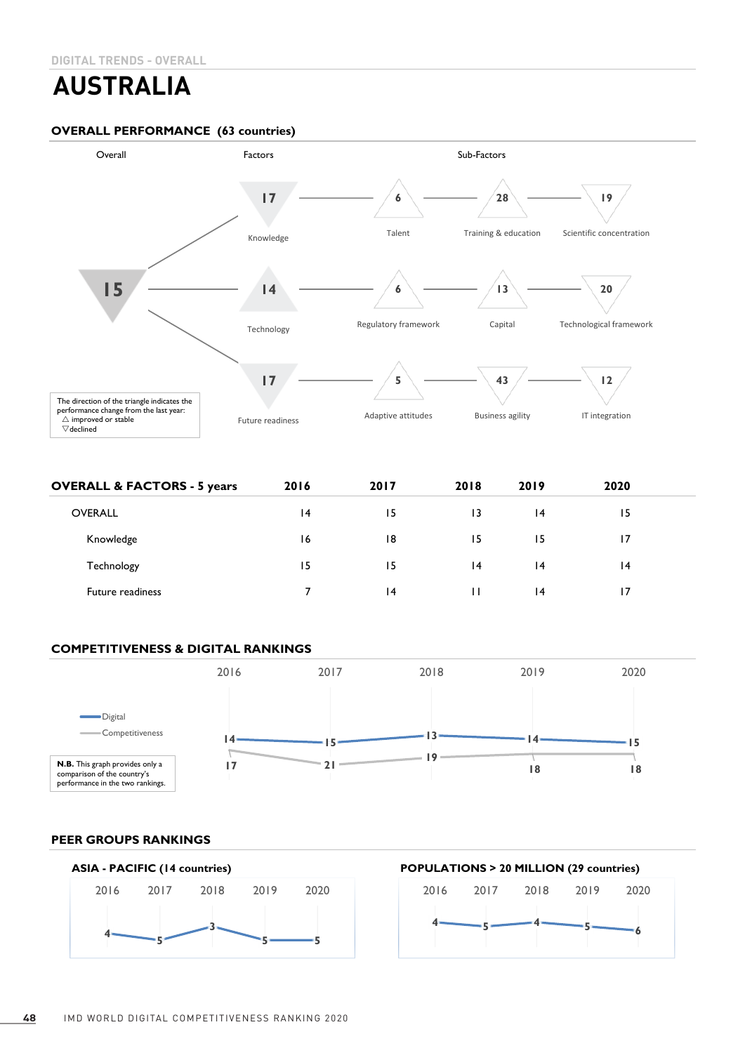DIGITAL TRENDS - OVERALL

# AUSTRALIA

## OVERALL PERFORMANCE (63 countries)

| Overall | Factors | Sub-Factors | | |
|---|---|---|---|---|
| 15 | Knowledge 17 | Talent 6 | Training & education 28 | Scientific concentration 19 |
| | Technology 14 | Regulatory framework 6 | Capital 13 | Technological framework 20 |
| | Future readiness 17 | Adaptive attitudes 5 | Business agility 43 | IT integration 12 |

The direction of the triangle indicates the performance change from the last year:
△ improved or stable
▽ declined

## OVERALL & FACTORS - 5 years

| | 2016 | 2017 | 2018 | 2019 | 2020 |
|---|---|---|---|---|---|
| OVERALL | 14 | 15 | 13 | 14 | 15 |
| Knowledge | 16 | 18 | 15 | 15 | 17 |
| Technology | 15 | 15 | 14 | 14 | 14 |
| Future readiness | 7 | 14 | 11 | 14 | 17 |

## COMPETITIVENESS & DIGITAL RANKINGS

| | 2016 | 2017 | 2018 | 2019 | 2020 |
|---|---|---|---|---|---|
| Digital | 14 | 15 | 13 | 14 | 15 |
| Competitiveness | 17 | 21 | 19 | 18 | 18 |

**N.B.** This graph provides only a comparison of the country's performance in the two rankings.

## PEER GROUPS RANKINGS

### ASIA - PACIFIC (14 countries)

| 2016 | 2017 | 2018 | 2019 | 2020 |
|---|---|---|---|---|
| 4 | 5 | 3 | 5 | 5 |

### POPULATIONS > 20 MILLION (29 countries)

| 2016 | 2017 | 2018 | 2019 | 2020 |
|---|---|---|---|---|
| 4 | 5 | 4 | 5 | 6 |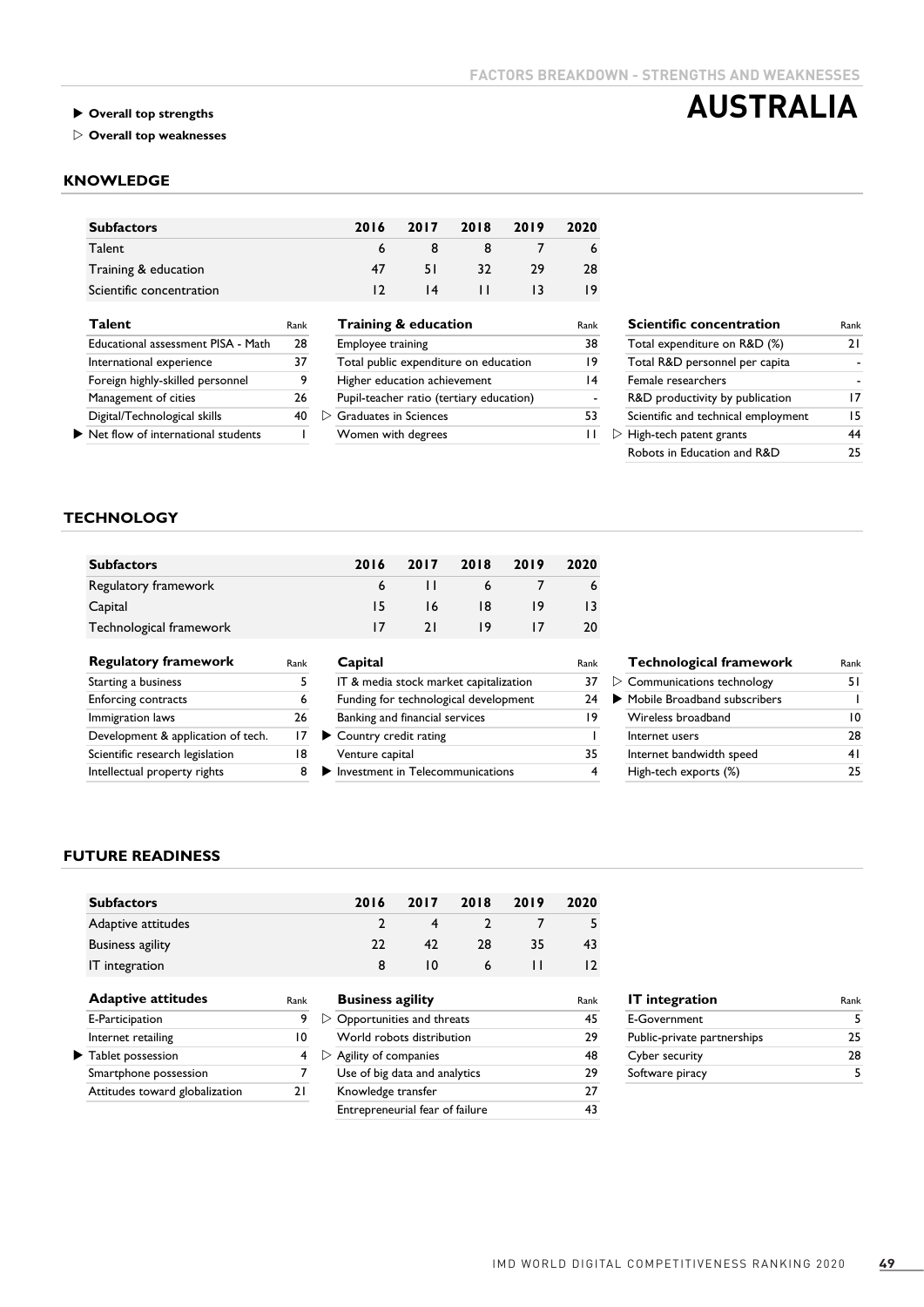# AUSTRALIA

FACTORS BREAKDOWN - STRENGTHS AND WEAKNESSES

▶ **Overall top strengths**

▷ **Overall top weaknesses**

## KNOWLEDGE

| Subfactors | 2016 | 2017 | 2018 | 2019 | 2020 |
|---|---|---|---|---|---|
| Talent | 6 | 8 | 8 | 7 | 6 |
| Training & education | 47 | 51 | 32 | 29 | 28 |
| Scientific concentration | 12 | 14 | 11 | 13 | 19 |

| Talent | Rank |
|---|---|
| Educational assessment PISA - Math | 28 |
| International experience | 37 |
| Foreign highly-skilled personnel | 9 |
| Management of cities | 26 |
| Digital/Technological skills | 40 |
| ▶ Net flow of international students | 1 |

| Training & education | Rank |
|---|---|
| Employee training | 38 |
| Total public expenditure on education | 19 |
| Higher education achievement | 14 |
| Pupil-teacher ratio (tertiary education) | - |
| ▷ Graduates in Sciences | 53 |
| Women with degrees | 11 |

| Scientific concentration | Rank |
|---|---|
| Total expenditure on R&D (%) | 21 |
| Total R&D personnel per capita | - |
| Female researchers | - |
| R&D productivity by publication | 17 |
| Scientific and technical employment | 15 |
| ▷ High-tech patent grants | 44 |
| Robots in Education and R&D | 25 |

## TECHNOLOGY

| Subfactors | 2016 | 2017 | 2018 | 2019 | 2020 |
|---|---|---|---|---|---|
| Regulatory framework | 6 | 11 | 6 | 7 | 6 |
| Capital | 15 | 16 | 18 | 19 | 13 |
| Technological framework | 17 | 21 | 19 | 17 | 20 |

| Regulatory framework | Rank |
|---|---|
| Starting a business | 5 |
| Enforcing contracts | 6 |
| Immigration laws | 26 |
| Development & application of tech. | 17 |
| Scientific research legislation | 18 |
| Intellectual property rights | 8 |

| Capital | Rank |
|---|---|
| IT & media stock market capitalization | 37 |
| Funding for technological development | 24 |
| Banking and financial services | 19 |
| ▶ Country credit rating | 1 |
| Venture capital | 35 |
| ▶ Investment in Telecommunications | 4 |

| Technological framework | Rank |
|---|---|
| ▷ Communications technology | 51 |
| ▶ Mobile Broadband subscribers | 1 |
| Wireless broadband | 10 |
| Internet users | 28 |
| Internet bandwidth speed | 41 |
| High-tech exports (%) | 25 |

## FUTURE READINESS

| Subfactors | 2016 | 2017 | 2018 | 2019 | 2020 |
|---|---|---|---|---|---|
| Adaptive attitudes | 2 | 4 | 2 | 7 | 5 |
| Business agility | 22 | 42 | 28 | 35 | 43 |
| IT integration | 8 | 10 | 6 | 11 | 12 |

| Adaptive attitudes | Rank |
|---|---|
| E-Participation | 9 |
| Internet retailing | 10 |
| ▶ Tablet possession | 4 |
| Smartphone possession | 7 |
| Attitudes toward globalization | 21 |

| Business agility | Rank |
|---|---|
| ▷ Opportunities and threats | 45 |
| World robots distribution | 29 |
| ▷ Agility of companies | 48 |
| Use of big data and analytics | 29 |
| Knowledge transfer | 27 |
| Entrepreneurial fear of failure | 43 |

| IT integration | Rank |
|---|---|
| E-Government | 5 |
| Public-private partnerships | 25 |
| Cyber security | 28 |
| Software piracy | 5 |